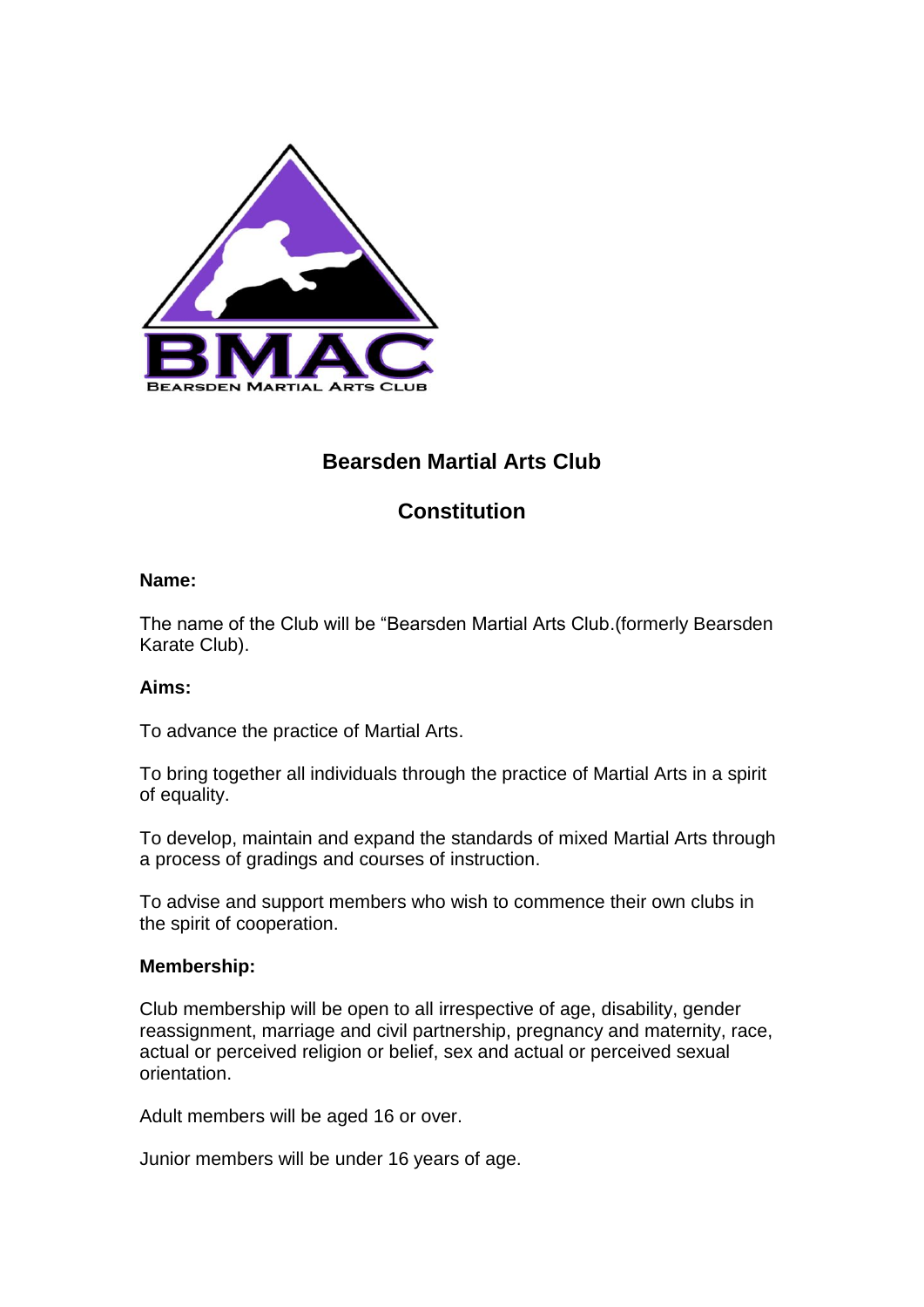# Bearsden Martial Arts Club

## Constitution

**Name:**

The name of the Club will be "Bearsden Martial Arts Club.(formerly Bearsden Karate Club).

**Aims:**

To advance the practice of Martial Arts.

To bring together all individuals through the practice of Martial Arts in a spirit of equality.

To develop, maintain and expand the standards of mixed Martial Arts through a process of gradings and courses of instruction.

To advise and support members who wish to commence their own clubs in the spirit of cooperation.

**Membership:**

Club membership will be open to all irrespective of age, disability, gender reassignment, marriage and civil partnership, pregnancy and maternity, race, actual or perceived religion or belief, sex and actual or perceived sexual orientation.

Adult members will be aged 16 or over.

Junior members will be under 16 years of age.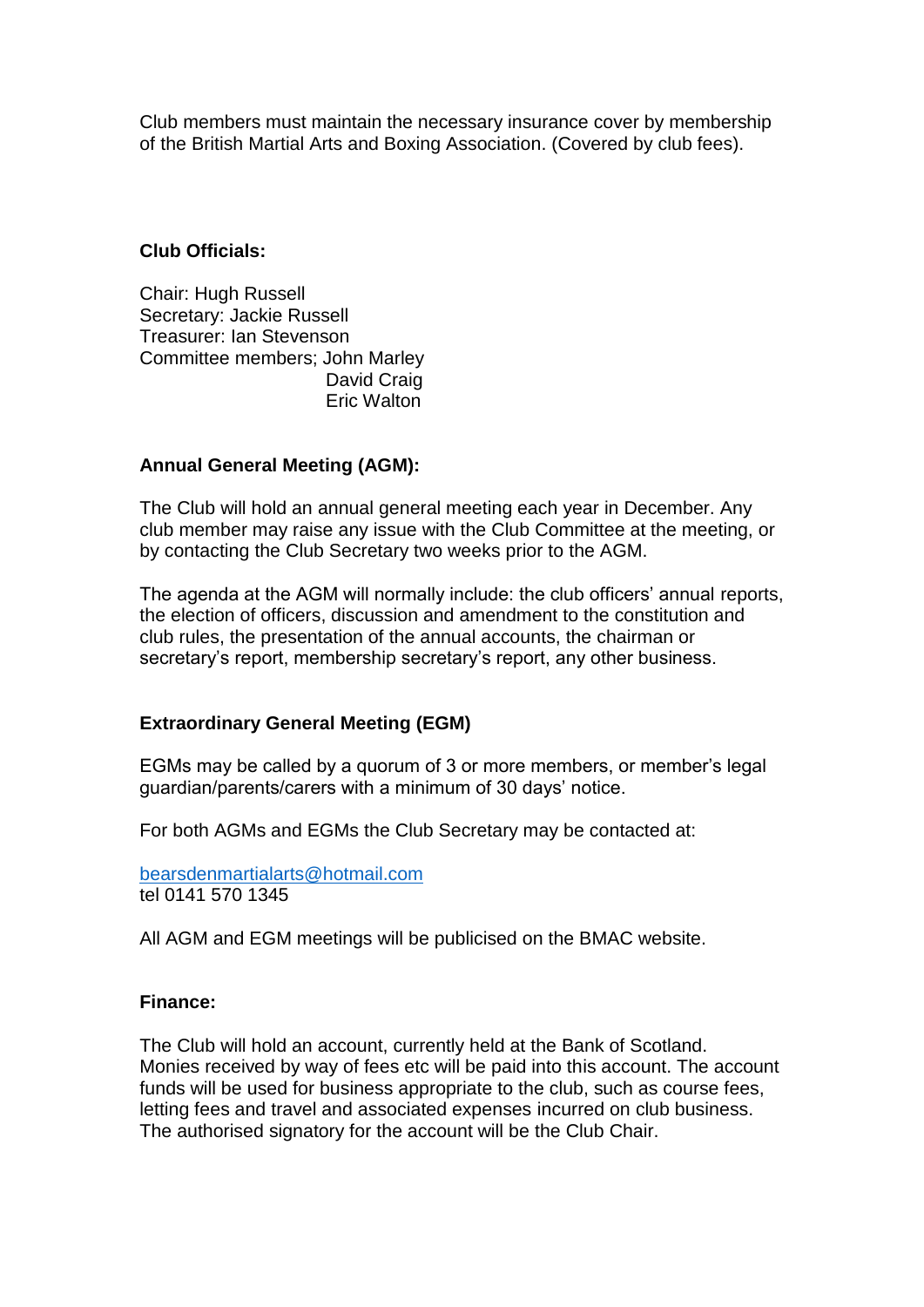Club members must maintain the necessary insurance cover by membership of the British Martial Arts and Boxing Association. (Covered by club fees).

**Club Officials:**

Chair: Hugh Russell
Secretary: Jackie Russell
Treasurer: Ian Stevenson
Committee members; John Marley
David Craig
Eric Walton

**Annual General Meeting (AGM):**

The Club will hold an annual general meeting each year in December. Any club member may raise any issue with the Club Committee at the meeting, or by contacting the Club Secretary two weeks prior to the AGM.

The agenda at the AGM will normally include: the club officers' annual reports, the election of officers, discussion and amendment to the constitution and club rules, the presentation of the annual accounts, the chairman or secretary's report, membership secretary's report, any other business.

**Extraordinary General Meeting (EGM)**

EGMs may be called by a quorum of 3 or more members, or member's legal guardian/parents/carers with a minimum of 30 days' notice.

For both AGMs and EGMs the Club Secretary may be contacted at:

bearsdenmartialarts@hotmail.com
tel 0141 570 1345

All AGM and EGM meetings will be publicised on the BMAC website.

**Finance:**

The Club will hold an account, currently held at the Bank of Scotland. Monies received by way of fees etc will be paid into this account. The account funds will be used for business appropriate to the club, such as course fees, letting fees and travel and associated expenses incurred on club business. The authorised signatory for the account will be the Club Chair.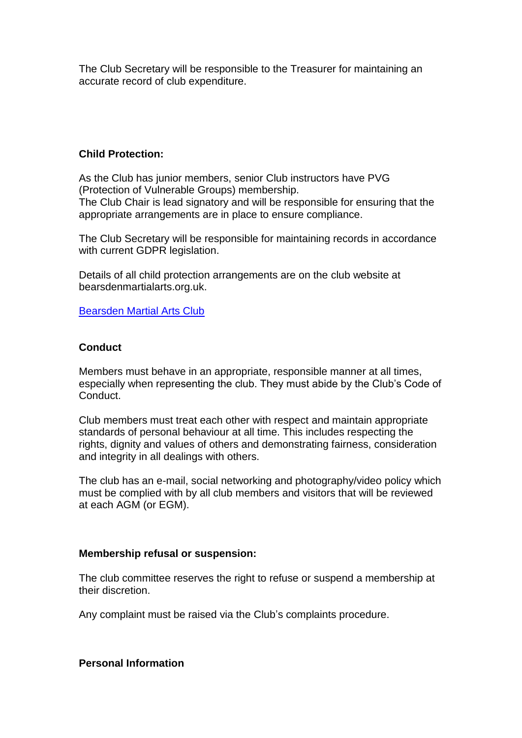The Club Secretary will be responsible to the Treasurer for maintaining an accurate record of club expenditure.

**Child Protection:**

As the Club has junior members, senior Club instructors have PVG (Protection of Vulnerable Groups) membership.
The Club Chair is lead signatory and will be responsible for ensuring that the appropriate arrangements are in place to ensure compliance.

The Club Secretary will be responsible for maintaining records in accordance with current GDPR legislation.

Details of all child protection arrangements are on the club website at bearsdenmartialarts.org.uk.

[Bearsden Martial Arts Club](bearsdenmartialarts.org.uk)

**Conduct**

Members must behave in an appropriate, responsible manner at all times, especially when representing the club. They must abide by the Club's Code of Conduct.

Club members must treat each other with respect and maintain appropriate standards of personal behaviour at all time. This includes respecting the rights, dignity and values of others and demonstrating fairness, consideration and integrity in all dealings with others.

The club has an e-mail, social networking and photography/video policy which must be complied with by all club members and visitors that will be reviewed at each AGM (or EGM).

**Membership refusal or suspension:**

The club committee reserves the right to refuse or suspend a membership at their discretion.

Any complaint must be raised via the Club's complaints procedure.

**Personal Information**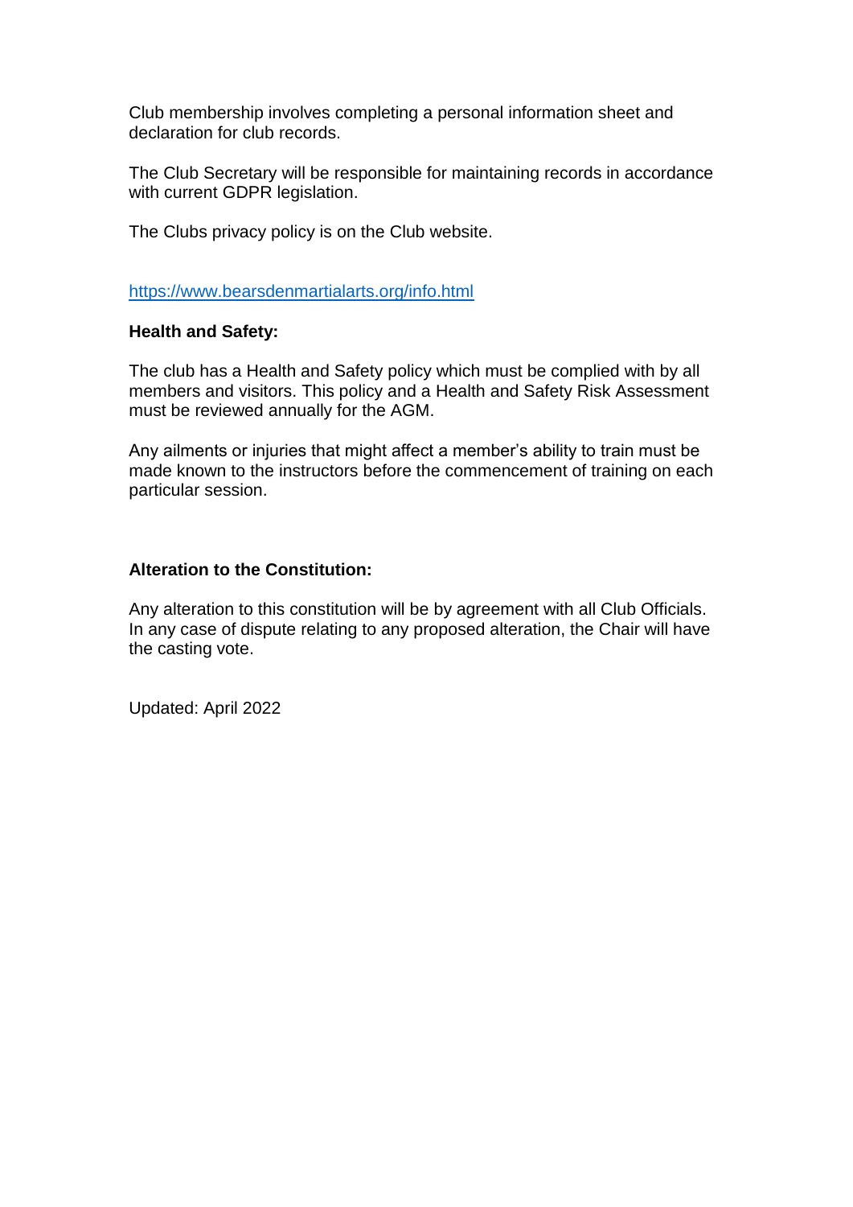Club membership involves completing a personal information sheet and declaration for club records.

The Club Secretary will be responsible for maintaining records in accordance with current GDPR legislation.

The Clubs privacy policy is on the Club website.

https://www.bearsdenmartialarts.org/info.html

**Health and Safety:**

The club has a Health and Safety policy which must be complied with by all members and visitors. This policy and a Health and Safety Risk Assessment must be reviewed annually for the AGM.

Any ailments or injuries that might affect a member's ability to train must be made known to the instructors before the commencement of training on each particular session.

**Alteration to the Constitution:**

Any alteration to this constitution will be by agreement with all Club Officials. In any case of dispute relating to any proposed alteration, the Chair will have the casting vote.

Updated: April 2022